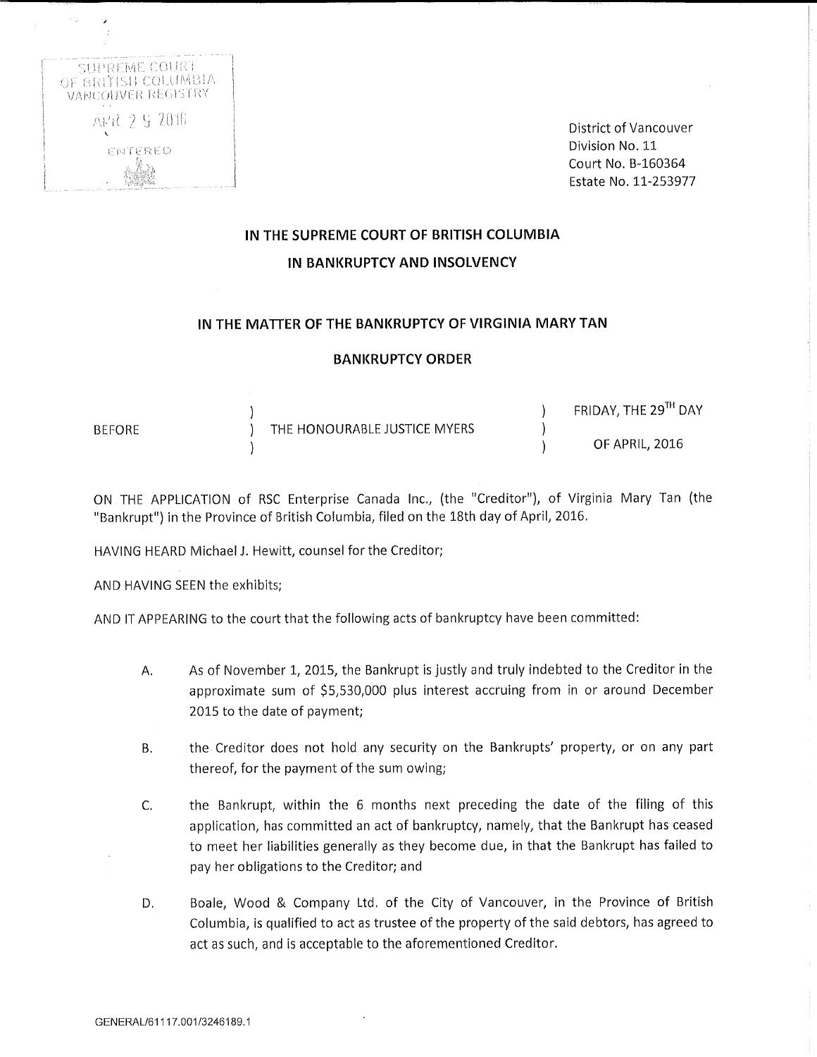SUPREME COURT
OF BRITISH COLUMBIA
VANCOUVER REGISTRY

APR 29 2016

ENTERED

District of Vancouver
Division No. 11
Court No. B-160364
Estate No. 11-253977

## IN THE SUPREME COURT OF BRITISH COLUMBIA
## IN BANKRUPTCY AND INSOLVENCY

### IN THE MATTER OF THE BANKRUPTCY OF VIRGINIA MARY TAN

### BANKRUPTCY ORDER

| | | |
|---|---|---|
| BEFORE | THE HONOURABLE JUSTICE MYERS | FRIDAY, THE 29TH DAY OF APRIL, 2016 |

ON THE APPLICATION of RSC Enterprise Canada Inc., (the "Creditor"), of Virginia Mary Tan (the "Bankrupt") in the Province of British Columbia, filed on the 18th day of April, 2016.

HAVING HEARD Michael J. Hewitt, counsel for the Creditor;

AND HAVING SEEN the exhibits;

AND IT APPEARING to the court that the following acts of bankruptcy have been committed:

A. As of November 1, 2015, the Bankrupt is justly and truly indebted to the Creditor in the approximate sum of $5,530,000 plus interest accruing from in or around December 2015 to the date of payment;

B. the Creditor does not hold any security on the Bankrupts' property, or on any part thereof, for the payment of the sum owing;

C. the Bankrupt, within the 6 months next preceding the date of the filing of this application, has committed an act of bankruptcy, namely, that the Bankrupt has ceased to meet her liabilities generally as they become due, in that the Bankrupt has failed to pay her obligations to the Creditor; and

D. Boale, Wood & Company Ltd. of the City of Vancouver, in the Province of British Columbia, is qualified to act as trustee of the property of the said debtors, has agreed to act as such, and is acceptable to the aforementioned Creditor.

GENERAL/61117.001/3246189.1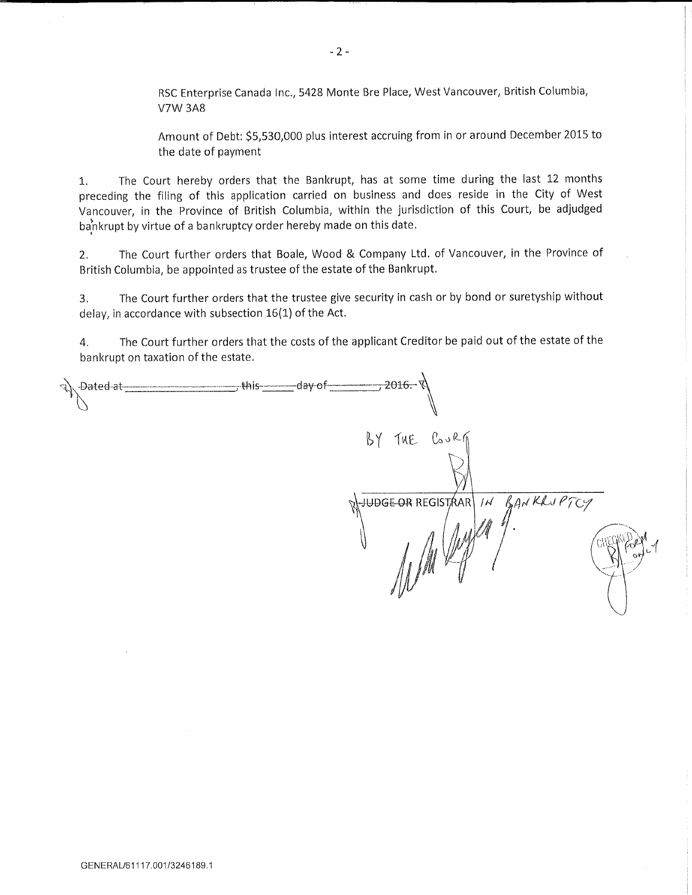RSC Enterprise Canada Inc., 5428 Monte Bre Place, West Vancouver, British Columbia, V7W 3A8

Amount of Debt: $5,530,000 plus interest accruing from in or around December 2015 to the date of payment

1. The Court hereby orders that the Bankrupt, has at some time during the last 12 months preceding the filing of this application carried on business and does reside in the City of West Vancouver, in the Province of British Columbia, within the jurisdiction of this Court, be adjudged bankrupt by virtue of a bankruptcy order hereby made on this date.

2. The Court further orders that Boale, Wood & Company Ltd. of Vancouver, in the Province of British Columbia, be appointed as trustee of the estate of the Bankrupt.

3. The Court further orders that the trustee give security in cash or by bond or suretyship without delay, in accordance with subsection 16(1) of the Act.

4. The Court further orders that the costs of the applicant Creditor be paid out of the estate of the bankrupt on taxation of the estate.

~~Dated at \_\_\_\_\_\_\_\_\_\_, this \_\_\_\_\_ day of \_\_\_\_\_\_\_, 2016.~~

BY THE COURT

~~JUDGE OR~~ REGISTRAR IN BANKRUPTCY

CHECKED FORM ONLY

GENERAL/61117.001/3246189.1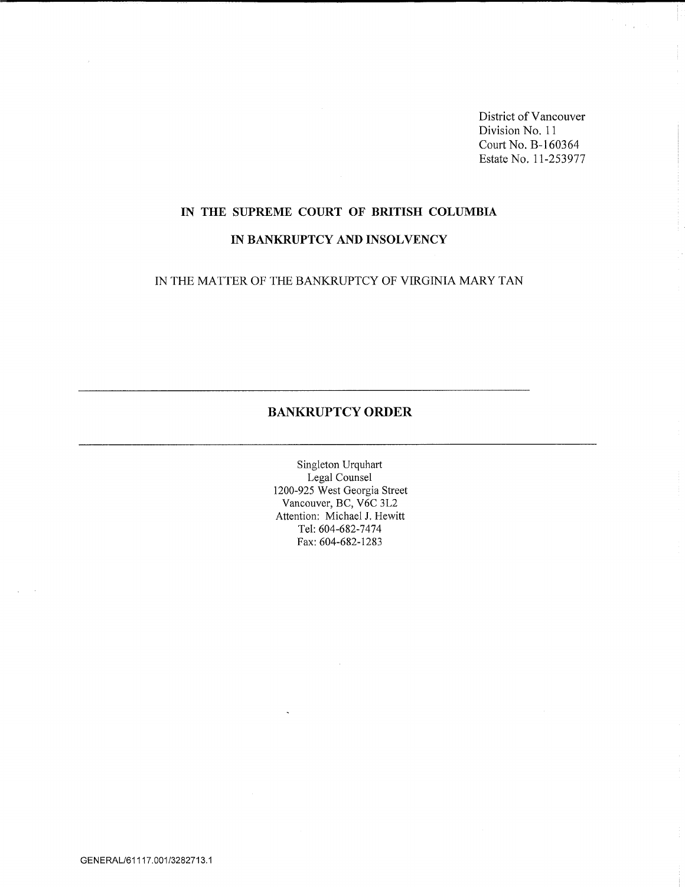District of Vancouver
Division No. 11
Court No. B-160364
Estate No. 11-253977

**IN THE SUPREME COURT OF BRITISH COLUMBIA**

**IN BANKRUPTCY AND INSOLVENCY**

IN THE MATTER OF THE BANKRUPTCY OF VIRGINIA MARY TAN

---

## BANKRUPTCY ORDER

---

Singleton Urquhart
Legal Counsel
1200-925 West Georgia Street
Vancouver, BC, V6C 3L2
Attention: Michael J. Hewitt
Tel: 604-682-7474
Fax: 604-682-1283

GENERAL/61117.001/3282713.1